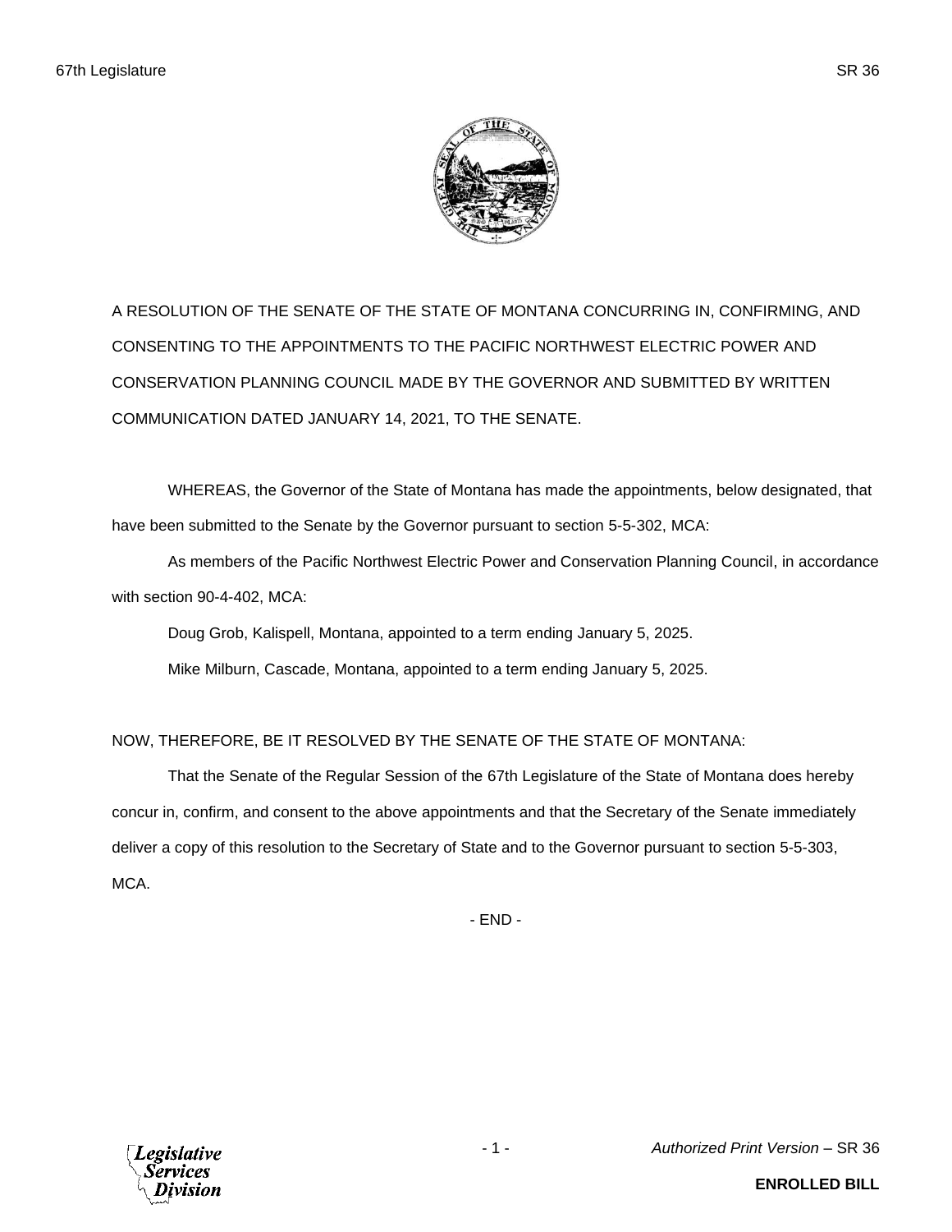A RESOLUTION OF THE SENATE OF THE STATE OF MONTANA CONCURRING IN, CONFIRMING, AND CONSENTING TO THE APPOINTMENTS TO THE PACIFIC NORTHWEST ELECTRIC POWER AND CONSERVATION PLANNING COUNCIL MADE BY THE GOVERNOR AND SUBMITTED BY WRITTEN COMMUNICATION DATED JANUARY 14, 2021, TO THE SENATE.

WHEREAS, the Governor of the State of Montana has made the appointments, below designated, that have been submitted to the Senate by the Governor pursuant to section 5-5-302, MCA:

As members of the Pacific Northwest Electric Power and Conservation Planning Council, in accordance with section 90-4-402, MCA:

Doug Grob, Kalispell, Montana, appointed to a term ending January 5, 2025.

Mike Milburn, Cascade, Montana, appointed to a term ending January 5, 2025.

NOW, THEREFORE, BE IT RESOLVED BY THE SENATE OF THE STATE OF MONTANA:

That the Senate of the Regular Session of the 67th Legislature of the State of Montana does hereby concur in, confirm, and consent to the above appointments and that the Secretary of the Senate immediately deliver a copy of this resolution to the Secretary of State and to the Governor pursuant to section 5-5-303, MCA.

- END -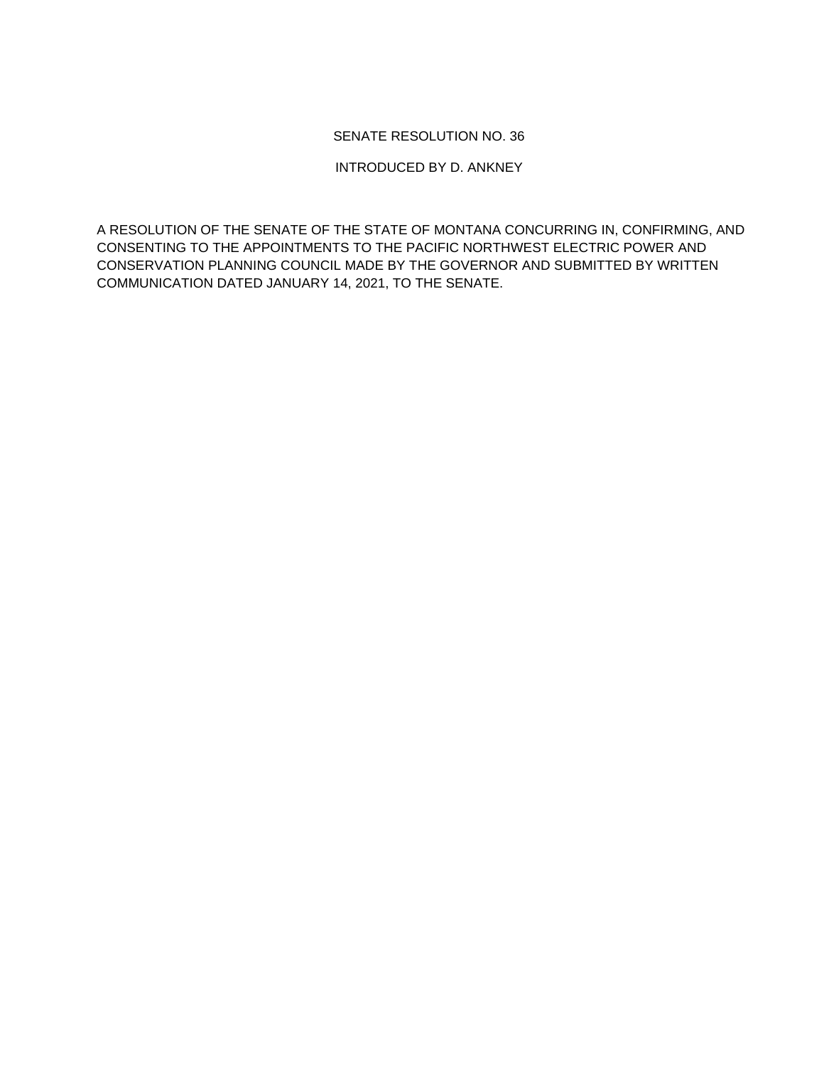SENATE RESOLUTION NO. 36

INTRODUCED BY D. ANKNEY

A RESOLUTION OF THE SENATE OF THE STATE OF MONTANA CONCURRING IN, CONFIRMING, AND CONSENTING TO THE APPOINTMENTS TO THE PACIFIC NORTHWEST ELECTRIC POWER AND CONSERVATION PLANNING COUNCIL MADE BY THE GOVERNOR AND SUBMITTED BY WRITTEN COMMUNICATION DATED JANUARY 14, 2021, TO THE SENATE.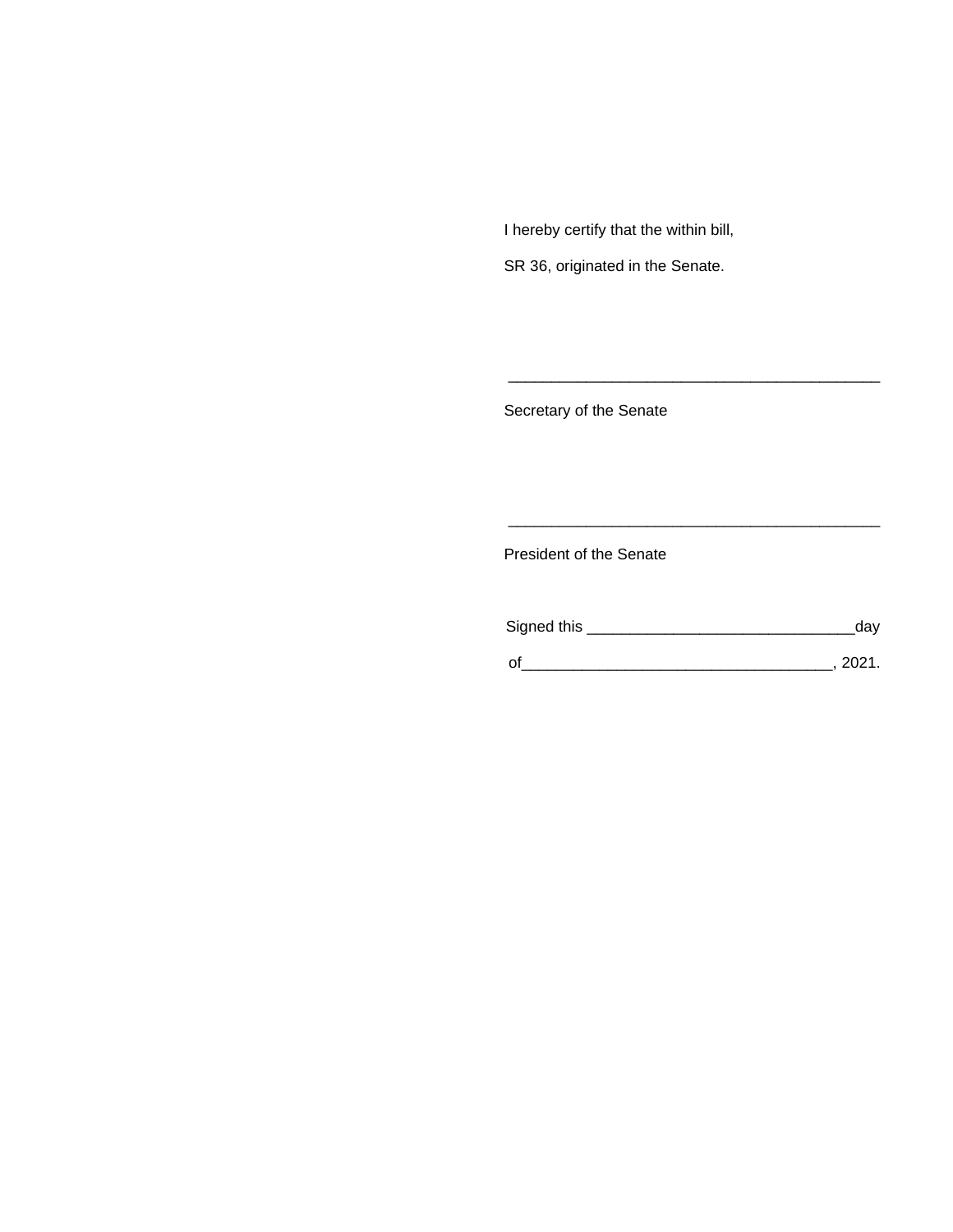I hereby certify that the within bill,

SR 36, originated in the Senate.

\_\_\_\_\_\_\_\_\_\_\_\_\_\_\_\_\_\_\_\_\_\_\_\_\_\_\_\_\_\_\_\_\_\_\_\_\_\_\_\_\_\_\_\_

Secretary of the Senate

\_\_\_\_\_\_\_\_\_\_\_\_\_\_\_\_\_\_\_\_\_\_\_\_\_\_\_\_\_\_\_\_\_\_\_\_\_\_\_\_\_\_\_\_

President of the Senate

Signed this \_\_\_\_\_\_\_\_\_\_\_\_\_\_\_\_\_\_\_\_\_\_\_\_\_\_\_\_\_\_\_day

of\_\_\_\_\_\_\_\_\_\_\_\_\_\_\_\_\_\_\_\_\_\_\_\_\_\_\_\_\_\_\_\_\_\_\_\_, 2021.